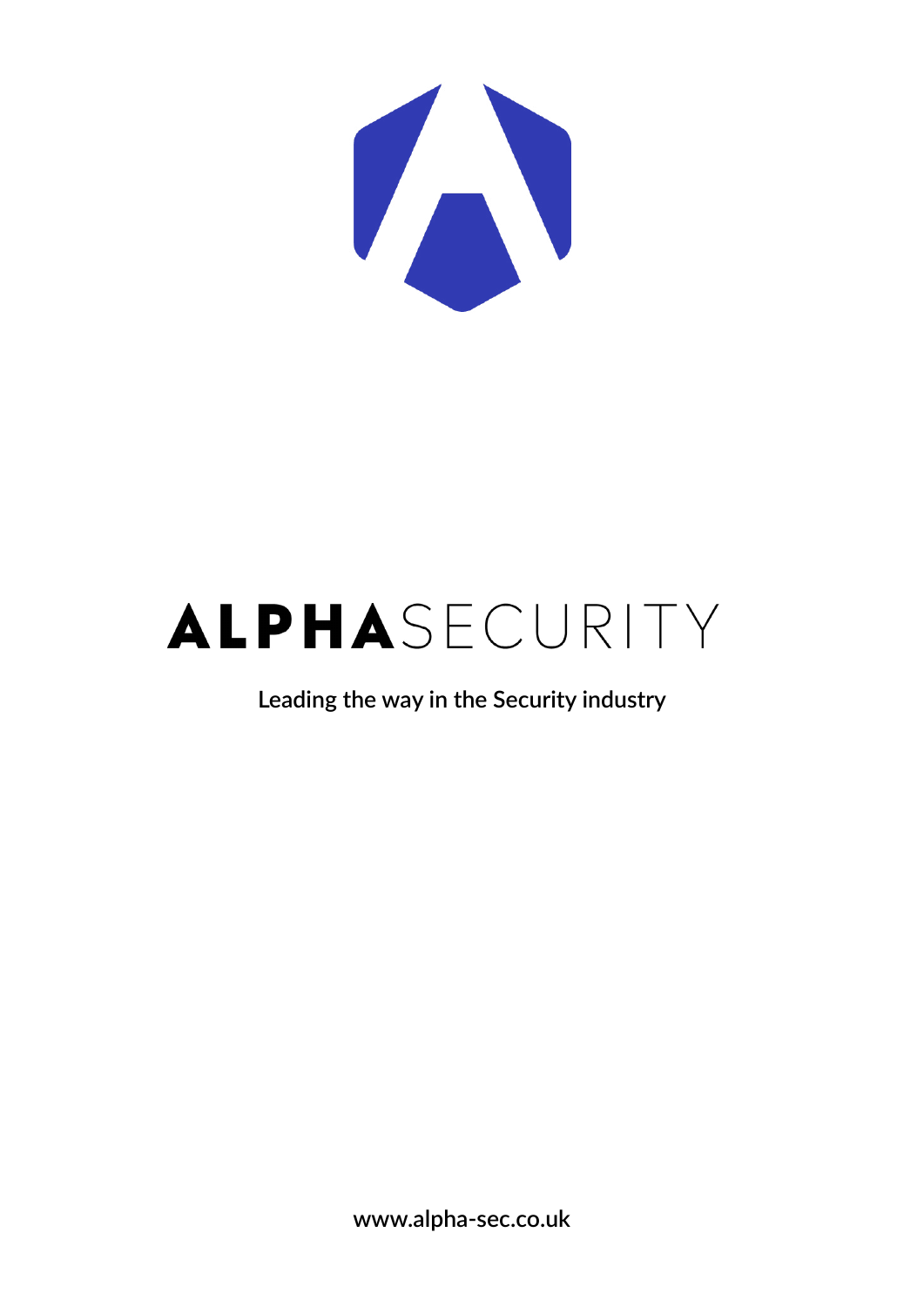# ALPHASECURITY

**Leading the way in the Security industry**

**www.alpha-sec.co.uk**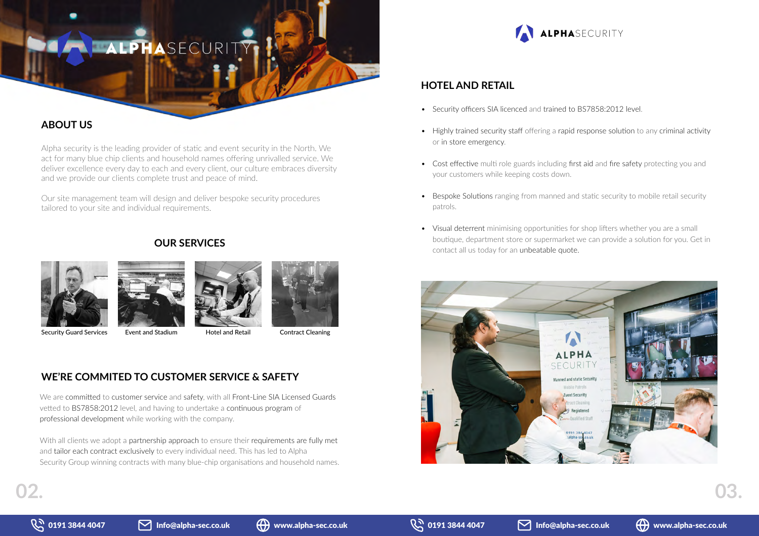# ALPHASECURITY

## ABOUT US

Alpha security is the leading provider of static and event security in the North. We act for many blue chip clients and household names offering unrivalled service. We deliver excellence every day to each and every client, our culture embraces diversity and we provide our clients complete trust and peace of mind.

Our site management team will design and deliver bespoke security procedures tailored to your site and individual requirements.

## OUR SERVICES

Security Guard Services

Event and Stadium

Hotel and Retail

Contract Cleaning

## WE'RE COMMITED TO CUSTOMER SERVICE & SAFETY

We are committed to customer service and safety, with all Front-Line SIA Licensed Guards vetted to BS7858:2012 level, and having to undertake a continuous program of professional development while working with the company.

With all clients we adopt a partnership approach to ensure their requirements are fully met and tailor each contract exclusively to every individual need. This has led to Alpha Security Group winning contracts with many blue-chip organisations and household names.

## HOTEL AND RETAIL

- Security officers SIA licenced and trained to BS7858:2012 level.
- Highly trained security staff offering a rapid response solution to any criminal activity or in store emergency.
- Cost effective multi role guards including first aid and fire safety protecting you and your customers while keeping costs down.
- Bespoke Solutions ranging from manned and static security to mobile retail security patrols.
- Visual deterrent minimising opportunities for shop lifters whether you are a small boutique, department store or supermarket we can provide a solution for you. Get in contact all us today for an unbeatable quote.

0191 3844 4047 | Info@alpha-sec.co.uk | www.alpha-sec.co.uk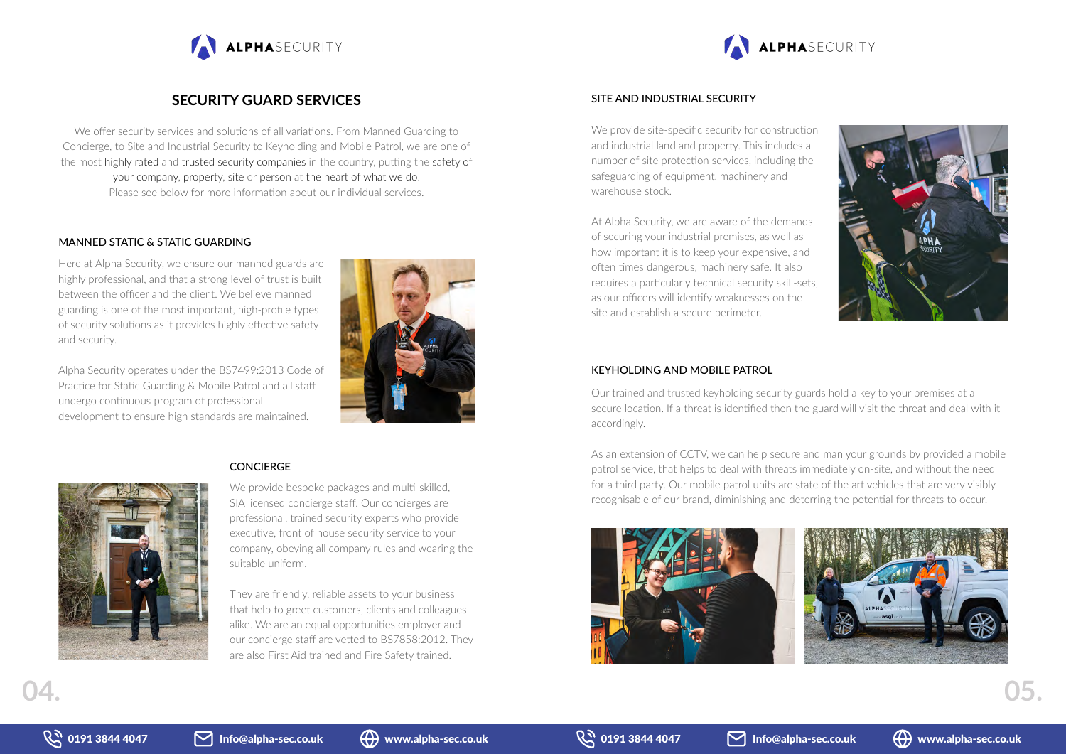# SECURITY GUARD SERVICES

We offer security services and solutions of all variations. From Manned Guarding to Concierge, to Site and Industrial Security to Keyholding and Mobile Patrol, we are one of the most highly rated and trusted security companies in the country, putting the safety of your company, property, site or person at the heart of what we do.
Please see below for more information about our individual services.

## MANNED STATIC & STATIC GUARDING

Here at Alpha Security, we ensure our manned guards are highly professional, and that a strong level of trust is built between the officer and the client. We believe manned guarding is one of the most important, high-profile types of security solutions as it provides highly effective safety and security.

Alpha Security operates under the BS7499:2013 Code of Practice for Static Guarding & Mobile Patrol and all staff undergo continuous program of professional development to ensure high standards are maintained.

## CONCIERGE

We provide bespoke packages and multi-skilled, SIA licensed concierge staff. Our concierges are professional, trained security experts who provide executive, front of house security service to your company, obeying all company rules and wearing the suitable uniform.

They are friendly, reliable assets to your business that help to greet customers, clients and colleagues alike. We are an equal opportunities employer and our concierge staff are vetted to BS7858:2012. They are also First Aid trained and Fire Safety trained.

## SITE AND INDUSTRIAL SECURITY

We provide site-specific security for construction and industrial land and property. This includes a number of site protection services, including the safeguarding of equipment, machinery and warehouse stock.

At Alpha Security, we are aware of the demands of securing your industrial premises, as well as how important it is to keep your expensive, and often times dangerous, machinery safe. It also requires a particularly technical security skill-sets, as our officers will identify weaknesses on the site and establish a secure perimeter.

## KEYHOLDING AND MOBILE PATROL

Our trained and trusted keyholding security guards hold a key to your premises at a secure location. If a threat is identified then the guard will visit the threat and deal with it accordingly.

As an extension of CCTV, we can help secure and man your grounds by provided a mobile patrol service, that helps to deal with threats immediately on-site, and without the need for a third party. Our mobile patrol units are state of the art vehicles that are very visibly recognisable of our brand, diminishing and deterring the potential for threats to occur.

0191 3844 4047 | Info@alpha-sec.co.uk | www.alpha-sec.co.uk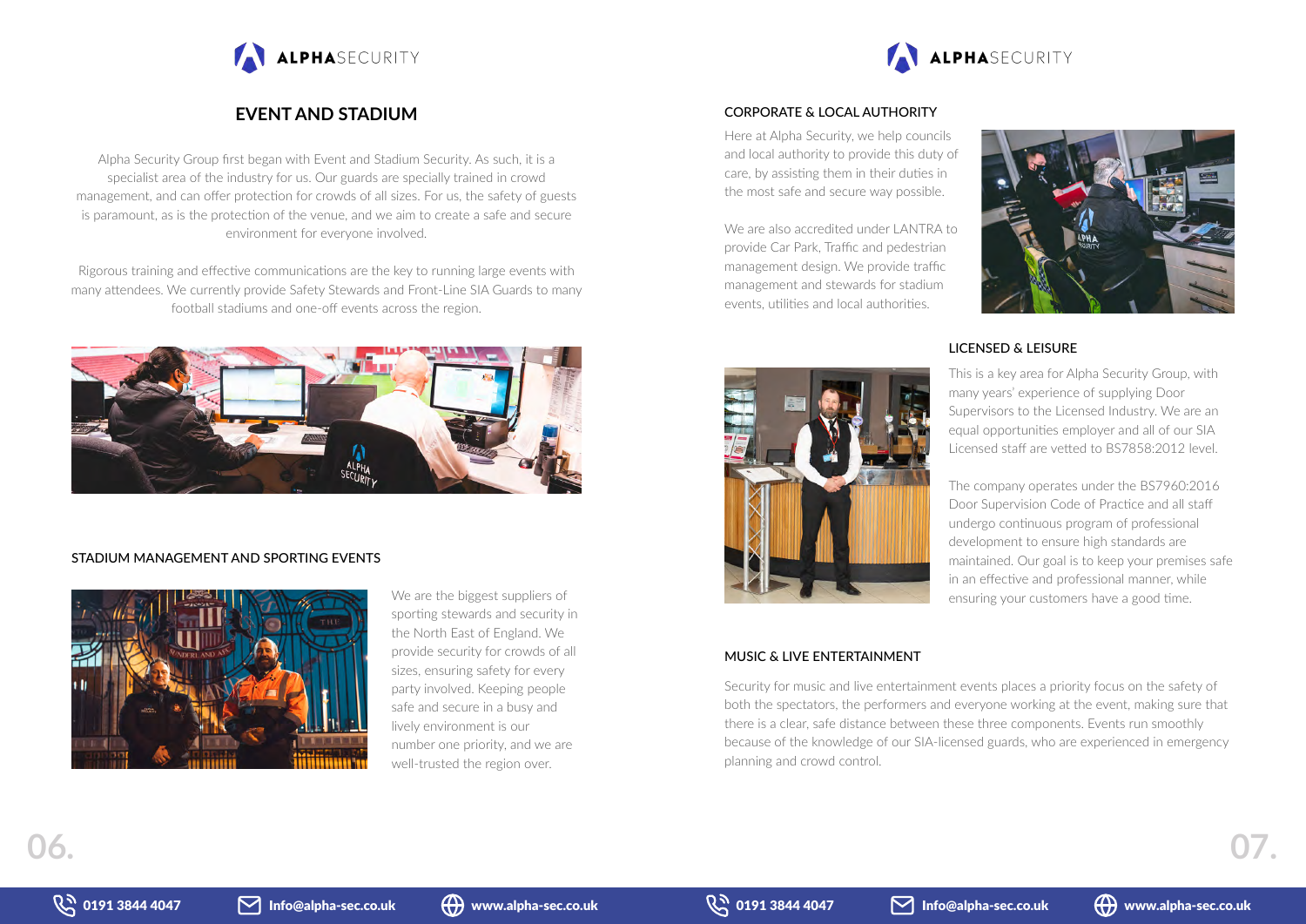# EVENT AND STADIUM

Alpha Security Group first began with Event and Stadium Security. As such, it is a specialist area of the industry for us. Our guards are specially trained in crowd management, and can offer protection for crowds of all sizes. For us, the safety of guests is paramount, as is the protection of the venue, and we aim to create a safe and secure environment for everyone involved.

Rigorous training and effective communications are the key to running large events with many attendees. We currently provide Safety Stewards and Front-Line SIA Guards to many football stadiums and one-off events across the region.

## STADIUM MANAGEMENT AND SPORTING EVENTS

We are the biggest suppliers of sporting stewards and security in the North East of England. We provide security for crowds of all sizes, ensuring safety for every party involved. Keeping people safe and secure in a busy and lively environment is our number one priority, and we are well-trusted the region over.

## CORPORATE & LOCAL AUTHORITY

Here at Alpha Security, we help councils and local authority to provide this duty of care, by assisting them in their duties in the most safe and secure way possible.

We are also accredited under LANTRA to provide Car Park, Traffic and pedestrian management design. We provide traffic management and stewards for stadium events, utilities and local authorities.

## LICENSED & LEISURE

This is a key area for Alpha Security Group, with many years' experience of supplying Door Supervisors to the Licensed Industry. We are an equal opportunities employer and all of our SIA Licensed staff are vetted to BS7858:2012 level.

The company operates under the BS7960:2016 Door Supervision Code of Practice and all staff undergo continuous program of professional development to ensure high standards are maintained. Our goal is to keep your premises safe in an effective and professional manner, while ensuring your customers have a good time.

## MUSIC & LIVE ENTERTAINMENT

Security for music and live entertainment events places a priority focus on the safety of both the spectators, the performers and everyone working at the event, making sure that there is a clear, safe distance between these three components. Events run smoothly because of the knowledge of our SIA-licensed guards, who are experienced in emergency planning and crowd control.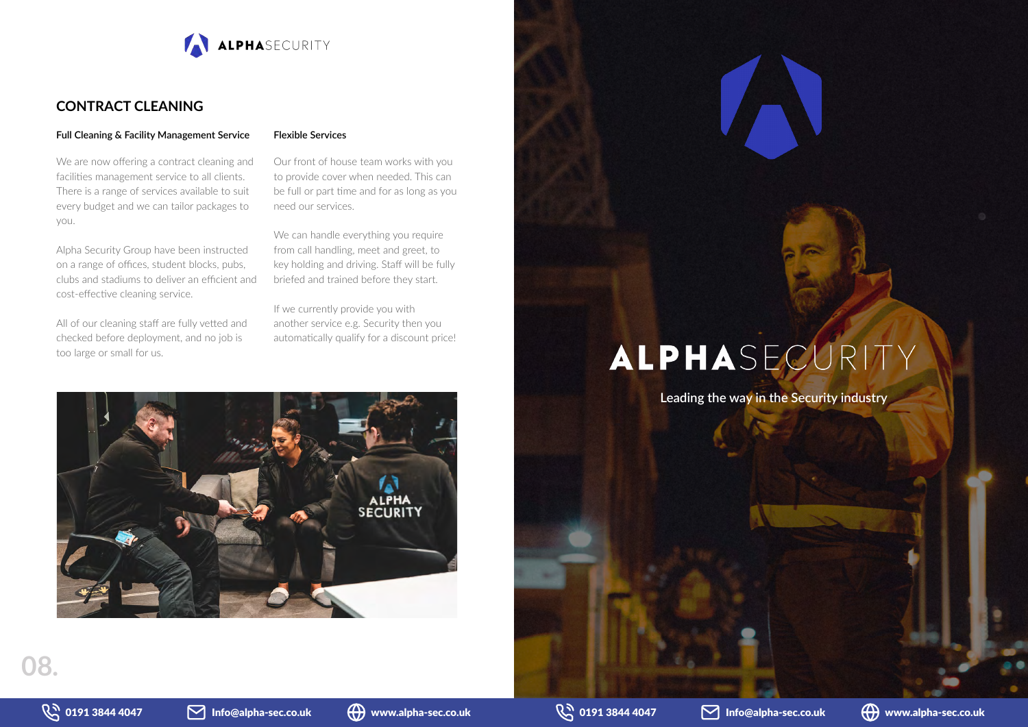# CONTRACT CLEANING

### Full Cleaning & Facility Management Service

We are now offering a contract cleaning and facilities management service to all clients. There is a range of services available to suit every budget and we can tailor packages to you.

Alpha Security Group have been instructed on a range of offices, student blocks, pubs, clubs and stadiums to deliver an efficient and cost-effective cleaning service.

All of our cleaning staff are fully vetted and checked before deployment, and no job is too large or small for us.

### Flexible Services

Our front of house team works with you to provide cover when needed. This can be full or part time and for as long as you need our services.

We can handle everything you require from call handling, meet and greet, to key holding and driving. Staff will be fully briefed and trained before they start.

If we currently provide you with another service e.g. Security then you automatically qualify for a discount price!

ALPHASECURITY

Leading the way in the Security industry

0191 3844 4047 | Info@alpha-sec.co.uk | www.alpha-sec.co.uk